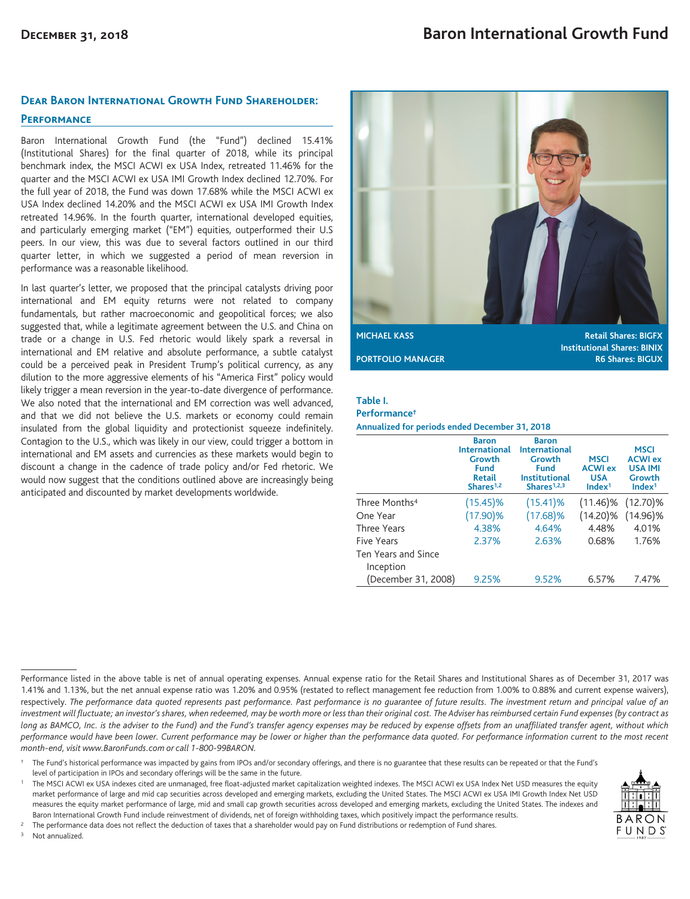**December 31, 2018**

# Baron International Growth Fund

## Dear Baron International Growth Fund Shareholder:

### Performance

Baron International Growth Fund (the "Fund") declined 15.41% (Institutional Shares) for the final quarter of 2018, while its principal benchmark index, the MSCI ACWI ex USA Index, retreated 11.46% for the quarter and the MSCI ACWI ex USA IMI Growth Index declined 12.70%. For the full year of 2018, the Fund was down 17.68% while the MSCI ACWI ex USA Index declined 14.20% and the MSCI ACWI ex USA IMI Growth Index retreated 14.96%. In the fourth quarter, international developed equities, and particularly emerging market ("EM") equities, outperformed their U.S peers. In our view, this was due to several factors outlined in our third quarter letter, in which we suggested that a period of mean reversion in performance was a reasonable likelihood.

In last quarter's letter, we proposed that the principal catalysts driving poor international and EM equity returns were not related to company fundamentals, but rather macroeconomic and geopolitical forces; we also suggested that, while a legitimate agreement between the U.S. and China on trade or a change in U.S. Fed rhetoric would likely spark a reversal in international and EM relative and absolute performance, a subtle catalyst could be a perceived peak in President Trump's political currency, as any dilution to the more aggressive elements of his "America First" policy would likely trigger a mean reversion in the year-to-date divergence of performance. We also noted that the international and EM correction was well advanced, and that we did not believe the U.S. markets or economy could remain insulated from the global liquidity and protectionist squeeze indefinitely. Contagion to the U.S., which was likely in our view, could trigger a bottom in international and EM assets and currencies as these markets would begin to discount a change in the cadence of trade policy and/or Fed rhetoric. We would now suggest that the conditions outlined above are increasingly being anticipated and discounted by market developments worldwide.

**MICHAEL KASS** — PORTFOLIO MANAGER

Retail Shares: BIGFX
Institutional Shares: BINIX
R6 Shares: BIGUX

**Table I.**
**Performance†**
**Annualized for periods ended December 31, 2018**

| | Baron International Growth Fund Retail Shares[1,2] | Baron International Growth Fund Institutional Shares[1,2,3] | MSCI ACWI ex USA Index[1] | MSCI ACWI ex USA IMI Growth Index[1] |
|---|---|---|---|---|
| Three Months[4] | (15.45)% | (15.41)% | (11.46)% | (12.70)% |
| One Year | (17.90)% | (17.68)% | (14.20)% | (14.96)% |
| Three Years | 4.38% | 4.64% | 4.48% | 4.01% |
| Five Years | 2.37% | 2.63% | 0.68% | 1.76% |
| Ten Years and Since Inception (December 31, 2008) | 9.25% | 9.52% | 6.57% | 7.47% |

Performance listed in the above table is net of annual operating expenses. Annual expense ratio for the Retail Shares and Institutional Shares as of December 31, 2017 was 1.41% and 1.13%, but the net annual expense ratio was 1.20% and 0.95% (restated to reflect management fee reduction from 1.00% to 0.88% and current expense waivers), respectively. *The performance data quoted represents past performance. Past performance is no guarantee of future results. The investment return and principal value of an investment will fluctuate; an investor's shares, when redeemed, may be worth more or less than their original cost. The Adviser has reimbursed certain Fund expenses (by contract as long as BAMCO, Inc. is the adviser to the Fund) and the Fund's transfer agency expenses may be reduced by expense offsets from an unaffiliated transfer agent, without which performance would have been lower. Current performance may be lower or higher than the performance data quoted. For performance information current to the most recent month-end, visit www.BaronFunds.com or call 1-800-99BARON.*

† The Fund's historical performance was impacted by gains from IPOs and/or secondary offerings, and there is no guarantee that these results can be repeated or that the Fund's level of participation in IPOs and secondary offerings will be the same in the future.

[1] The MSCI ACWI ex USA indexes cited are unmanaged, free float-adjusted market capitalization weighted indexes. The MSCI ACWI ex USA Index Net USD measures the equity market performance of large and mid cap securities across developed and emerging markets, excluding the United States. The MSCI ACWI ex USA IMI Growth Index Net USD measures the equity market performance of large, mid and small cap growth securities across developed and emerging markets, excluding the United States. The indexes and Baron International Growth Fund include reinvestment of dividends, net of foreign withholding taxes, which positively impact the performance results.

[2] The performance data does not reflect the deduction of taxes that a shareholder would pay on Fund distributions or redemption of Fund shares.

[3] Not annualized.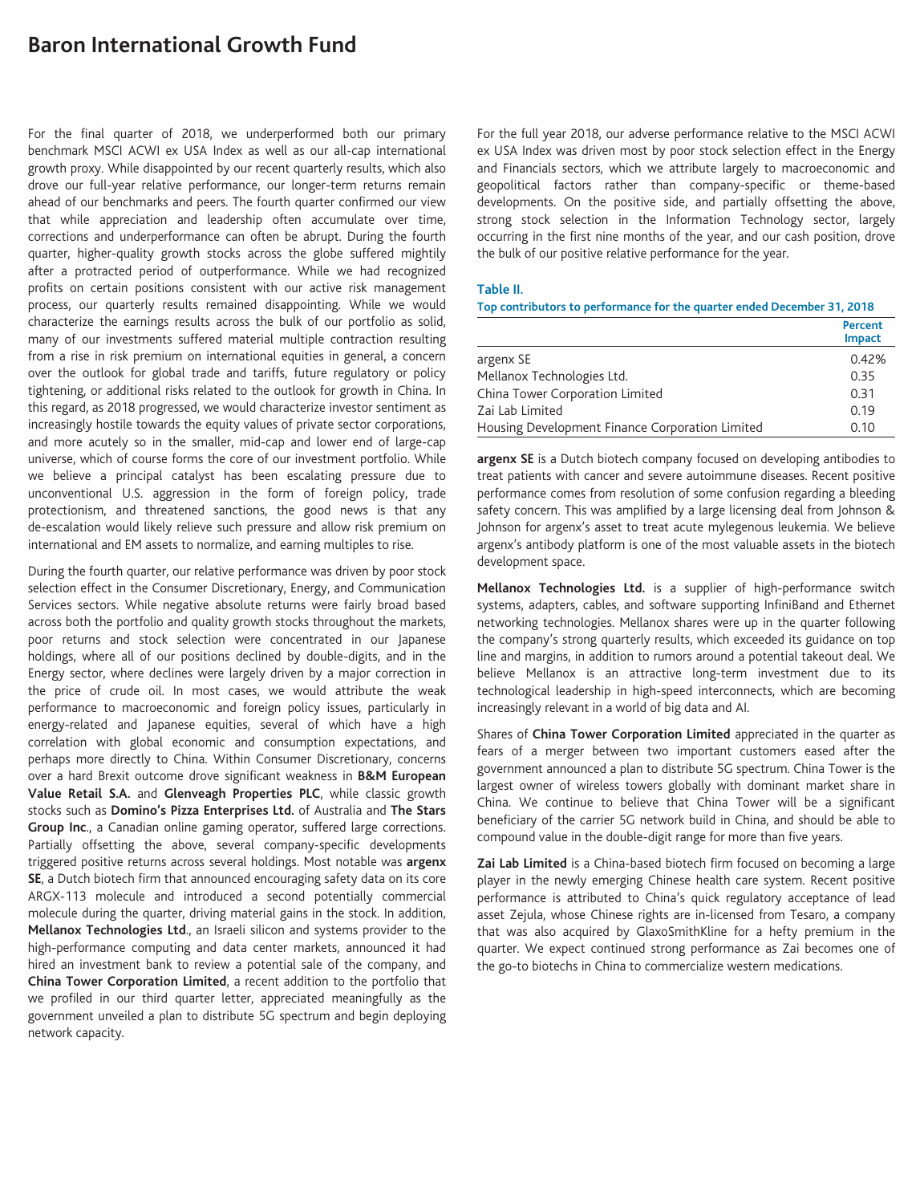# Baron International Growth Fund

For the final quarter of 2018, we underperformed both our primary benchmark MSCI ACWI ex USA Index as well as our all-cap international growth proxy. While disappointed by our recent quarterly results, which also drove our full-year relative performance, our longer-term returns remain ahead of our benchmarks and peers. The fourth quarter confirmed our view that while appreciation and leadership often accumulate over time, corrections and underperformance can often be abrupt. During the fourth quarter, higher-quality growth stocks across the globe suffered mightily after a protracted period of outperformance. While we had recognized profits on certain positions consistent with our active risk management process, our quarterly results remained disappointing. While we would characterize the earnings results across the bulk of our portfolio as solid, many of our investments suffered material multiple contraction resulting from a rise in risk premium on international equities in general, a concern over the outlook for global trade and tariffs, future regulatory or policy tightening, or additional risks related to the outlook for growth in China. In this regard, as 2018 progressed, we would characterize investor sentiment as increasingly hostile towards the equity values of private sector corporations, and more acutely so in the smaller, mid-cap and lower end of large-cap universe, which of course forms the core of our investment portfolio. While we believe a principal catalyst has been escalating pressure due to unconventional U.S. aggression in the form of foreign policy, trade protectionism, and threatened sanctions, the good news is that any de-escalation would likely relieve such pressure and allow risk premium on international and EM assets to normalize, and earning multiples to rise.

During the fourth quarter, our relative performance was driven by poor stock selection effect in the Consumer Discretionary, Energy, and Communication Services sectors. While negative absolute returns were fairly broad based across both the portfolio and quality growth stocks throughout the markets, poor returns and stock selection were concentrated in our Japanese holdings, where all of our positions declined by double-digits, and in the Energy sector, where declines were largely driven by a major correction in the price of crude oil. In most cases, we would attribute the weak performance to macroeconomic and foreign policy issues, particularly in energy-related and Japanese equities, several of which have a high correlation with global economic and consumption expectations, and perhaps more directly to China. Within Consumer Discretionary, concerns over a hard Brexit outcome drove significant weakness in **B&M European Value Retail S.A.** and **Glenveagh Properties PLC**, while classic growth stocks such as **Domino's Pizza Enterprises Ltd.** of Australia and **The Stars Group Inc**., a Canadian online gaming operator, suffered large corrections. Partially offsetting the above, several company-specific developments triggered positive returns across several holdings. Most notable was **argenx SE**, a Dutch biotech firm that announced encouraging safety data on its core ARGX-113 molecule and introduced a second potentially commercial molecule during the quarter, driving material gains in the stock. In addition, **Mellanox Technologies Ltd**., an Israeli silicon and systems provider to the high-performance computing and data center markets, announced it had hired an investment bank to review a potential sale of the company, and **China Tower Corporation Limited**, a recent addition to the portfolio that we profiled in our third quarter letter, appreciated meaningfully as the government unveiled a plan to distribute 5G spectrum and begin deploying network capacity.

For the full year 2018, our adverse performance relative to the MSCI ACWI ex USA Index was driven most by poor stock selection effect in the Energy and Financials sectors, which we attribute largely to macroeconomic and geopolitical factors rather than company-specific or theme-based developments. On the positive side, and partially offsetting the above, strong stock selection in the Information Technology sector, largely occurring in the first nine months of the year, and our cash position, drove the bulk of our positive relative performance for the year.

**Table II.**
**Top contributors to performance for the quarter ended December 31, 2018**

| | Percent Impact |
|---|---|
| argenx SE | 0.42% |
| Mellanox Technologies Ltd. | 0.35 |
| China Tower Corporation Limited | 0.31 |
| Zai Lab Limited | 0.19 |
| Housing Development Finance Corporation Limited | 0.10 |

**argenx SE** is a Dutch biotech company focused on developing antibodies to treat patients with cancer and severe autoimmune diseases. Recent positive performance comes from resolution of some confusion regarding a bleeding safety concern. This was amplified by a large licensing deal from Johnson & Johnson for argenx's asset to treat acute mylegenous leukemia. We believe argenx's antibody platform is one of the most valuable assets in the biotech development space.

**Mellanox Technologies Ltd.** is a supplier of high-performance switch systems, adapters, cables, and software supporting InfiniBand and Ethernet networking technologies. Mellanox shares were up in the quarter following the company's strong quarterly results, which exceeded its guidance on top line and margins, in addition to rumors around a potential takeout deal. We believe Mellanox is an attractive long-term investment due to its technological leadership in high-speed interconnects, which are becoming increasingly relevant in a world of big data and AI.

Shares of **China Tower Corporation Limited** appreciated in the quarter as fears of a merger between two important customers eased after the government announced a plan to distribute 5G spectrum. China Tower is the largest owner of wireless towers globally with dominant market share in China. We continue to believe that China Tower will be a significant beneficiary of the carrier 5G network build in China, and should be able to compound value in the double-digit range for more than five years.

**Zai Lab Limited** is a China-based biotech firm focused on becoming a large player in the newly emerging Chinese health care system. Recent positive performance is attributed to China's quick regulatory acceptance of lead asset Zejula, whose Chinese rights are in-licensed from Tesaro, a company that was also acquired by GlaxoSmithKline for a hefty premium in the quarter. We expect continued strong performance as Zai becomes one of the go-to biotechs in China to commercialize western medications.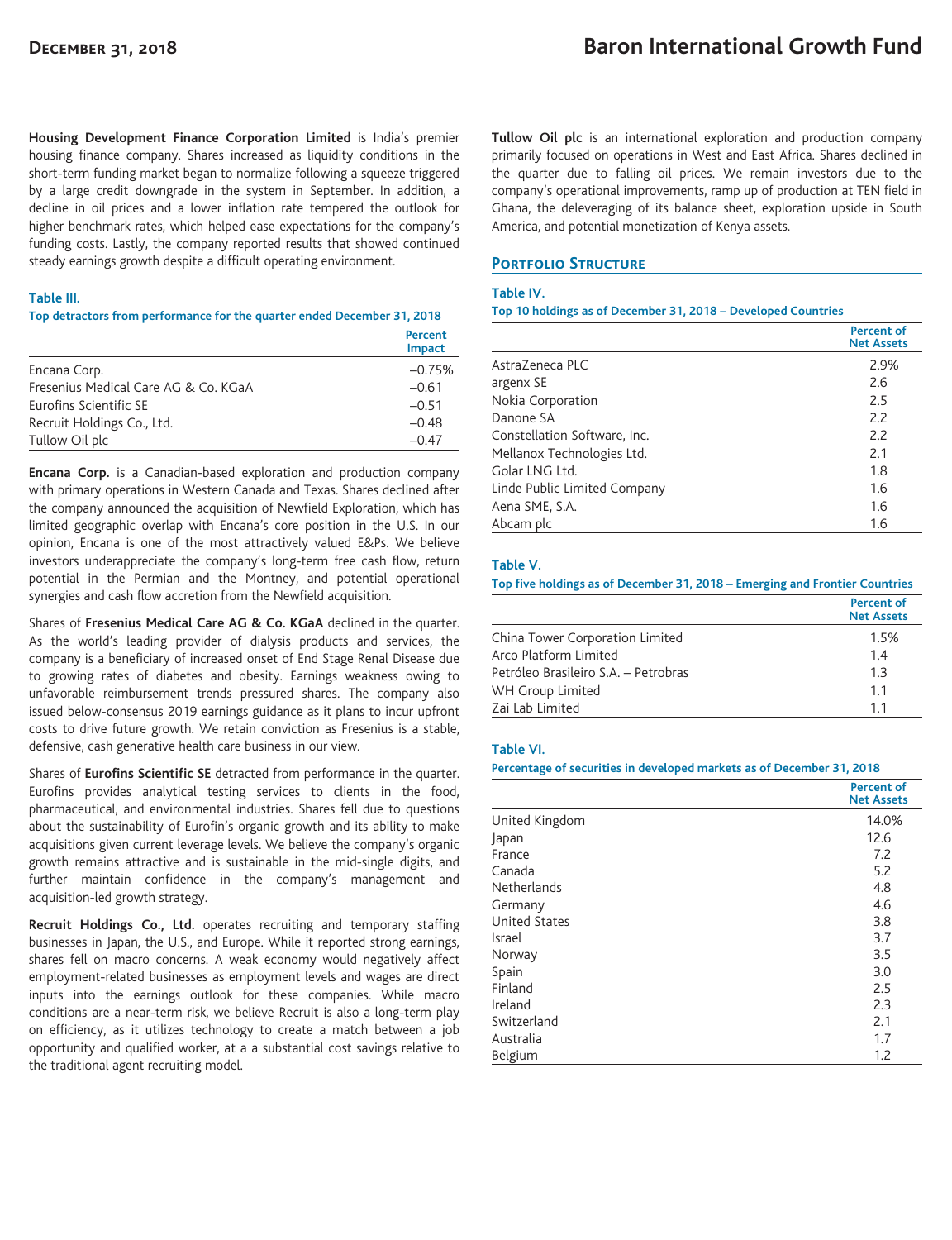**Housing Development Finance Corporation Limited** is India's premier housing finance company. Shares increased as liquidity conditions in the short-term funding market began to normalize following a squeeze triggered by a large credit downgrade in the system in September. In addition, a decline in oil prices and a lower inflation rate tempered the outlook for higher benchmark rates, which helped ease expectations for the company's funding costs. Lastly, the company reported results that showed continued steady earnings growth despite a difficult operating environment.

**Table III.**
**Top detractors from performance for the quarter ended December 31, 2018**

| | Percent Impact |
|---|---|
| Encana Corp. | –0.75% |
| Fresenius Medical Care AG & Co. KGaA | –0.61 |
| Eurofins Scientific SE | –0.51 |
| Recruit Holdings Co., Ltd. | –0.48 |
| Tullow Oil plc | –0.47 |

**Encana Corp.** is a Canadian-based exploration and production company with primary operations in Western Canada and Texas. Shares declined after the company announced the acquisition of Newfield Exploration, which has limited geographic overlap with Encana's core position in the U.S. In our opinion, Encana is one of the most attractively valued E&Ps. We believe investors underappreciate the company's long-term free cash flow, return potential in the Permian and the Montney, and potential operational synergies and cash flow accretion from the Newfield acquisition.

Shares of **Fresenius Medical Care AG & Co. KGaA** declined in the quarter. As the world's leading provider of dialysis products and services, the company is a beneficiary of increased onset of End Stage Renal Disease due to growing rates of diabetes and obesity. Earnings weakness owing to unfavorable reimbursement trends pressured shares. The company also issued below-consensus 2019 earnings guidance as it plans to incur upfront costs to drive future growth. We retain conviction as Fresenius is a stable, defensive, cash generative health care business in our view.

Shares of **Eurofins Scientific SE** detracted from performance in the quarter. Eurofins provides analytical testing services to clients in the food, pharmaceutical, and environmental industries. Shares fell due to questions about the sustainability of Eurofin's organic growth and its ability to make acquisitions given current leverage levels. We believe the company's organic growth remains attractive and is sustainable in the mid-single digits, and further maintain confidence in the company's management and acquisition-led growth strategy.

**Recruit Holdings Co., Ltd.** operates recruiting and temporary staffing businesses in Japan, the U.S., and Europe. While it reported strong earnings, shares fell on macro concerns. A weak economy would negatively affect employment-related businesses as employment levels and wages are direct inputs into the earnings outlook for these companies. While macro conditions are a near-term risk, we believe Recruit is also a long-term play on efficiency, as it utilizes technology to create a match between a job opportunity and qualified worker, at a a substantial cost savings relative to the traditional agent recruiting model.

**Tullow Oil plc** is an international exploration and production company primarily focused on operations in West and East Africa. Shares declined in the quarter due to falling oil prices. We remain investors due to the company's operational improvements, ramp up of production at TEN field in Ghana, the deleveraging of its balance sheet, exploration upside in South America, and potential monetization of Kenya assets.

## Portfolio Structure

**Table IV.**
**Top 10 holdings as of December 31, 2018 – Developed Countries**

| | Percent of Net Assets |
|---|---|
| AstraZeneca PLC | 2.9% |
| argenx SE | 2.6 |
| Nokia Corporation | 2.5 |
| Danone SA | 2.2 |
| Constellation Software, Inc. | 2.2 |
| Mellanox Technologies Ltd. | 2.1 |
| Golar LNG Ltd. | 1.8 |
| Linde Public Limited Company | 1.6 |
| Aena SME, S.A. | 1.6 |
| Abcam plc | 1.6 |

**Table V.**
**Top five holdings as of December 31, 2018 – Emerging and Frontier Countries**

| | Percent of Net Assets |
|---|---|
| China Tower Corporation Limited | 1.5% |
| Arco Platform Limited | 1.4 |
| Petróleo Brasileiro S.A. – Petrobras | 1.3 |
| WH Group Limited | 1.1 |
| Zai Lab Limited | 1.1 |

**Table VI.**
**Percentage of securities in developed markets as of December 31, 2018**

| | Percent of Net Assets |
|---|---|
| United Kingdom | 14.0% |
| Japan | 12.6 |
| France | 7.2 |
| Canada | 5.2 |
| Netherlands | 4.8 |
| Germany | 4.6 |
| United States | 3.8 |
| Israel | 3.7 |
| Norway | 3.5 |
| Spain | 3.0 |
| Finland | 2.5 |
| Ireland | 2.3 |
| Switzerland | 2.1 |
| Australia | 1.7 |
| Belgium | 1.2 |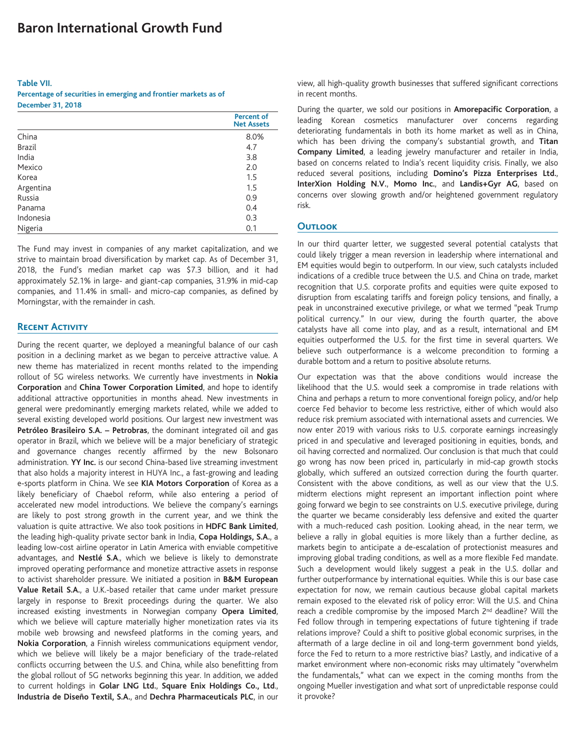# Baron International Growth Fund

**Table VII.**
**Percentage of securities in emerging and frontier markets as of December 31, 2018**

| | Percent of Net Assets |
|---|---|
| China | 8.0% |
| Brazil | 4.7 |
| India | 3.8 |
| Mexico | 2.0 |
| Korea | 1.5 |
| Argentina | 1.5 |
| Russia | 0.9 |
| Panama | 0.4 |
| Indonesia | 0.3 |
| Nigeria | 0.1 |

The Fund may invest in companies of any market capitalization, and we strive to maintain broad diversification by market cap. As of December 31, 2018, the Fund's median market cap was $7.3 billion, and it had approximately 52.1% in large- and giant-cap companies, 31.9% in mid-cap companies, and 11.4% in small- and micro-cap companies, as defined by Morningstar, with the remainder in cash.

## Recent Activity

During the recent quarter, we deployed a meaningful balance of our cash position in a declining market as we began to perceive attractive value. A new theme has materialized in recent months related to the impending rollout of 5G wireless networks. We currently have investments in **Nokia Corporation** and **China Tower Corporation Limited**, and hope to identify additional attractive opportunities in months ahead. New investments in general were predominantly emerging markets related, while we added to several existing developed world positions. Our largest new investment was **Petróleo Brasileiro S.A. – Petrobras**, the dominant integrated oil and gas operator in Brazil, which we believe will be a major beneficiary of strategic and governance changes recently affirmed by the new Bolsonaro administration. **YY Inc.** is our second China-based live streaming investment that also holds a majority interest in HUYA Inc., a fast-growing and leading e-sports platform in China. We see **KIA Motors Corporation** of Korea as a likely beneficiary of Chaebol reform, while also entering a period of accelerated new model introductions. We believe the company's earnings are likely to post strong growth in the current year, and we think the valuation is quite attractive. We also took positions in **HDFC Bank Limited**, the leading high-quality private sector bank in India, **Copa Holdings, S.A.**, a leading low-cost airline operator in Latin America with enviable competitive advantages, and **Nestlé S.A.**, which we believe is likely to demonstrate improved operating performance and monetize attractive assets in response to activist shareholder pressure. We initiated a position in **B&M European Value Retail S.A.**, a U.K.-based retailer that came under market pressure largely in response to Brexit proceedings during the quarter. We also increased existing investments in Norwegian company **Opera Limited**, which we believe will capture materially higher monetization rates via its mobile web browsing and newsfeed platforms in the coming years, and **Nokia Corporation**, a Finnish wireless communications equipment vendor, which we believe will likely be a major beneficiary of the trade-related conflicts occurring between the U.S. and China, while also benefitting from the global rollout of 5G networks beginning this year. In addition, we added to current holdings in **Golar LNG Ltd.**, **Square Enix Holdings Co., Ltd.**, **Industria de Diseño Textil, S.A.**, and **Dechra Pharmaceuticals PLC**, in our view, all high-quality growth businesses that suffered significant corrections in recent months.

During the quarter, we sold our positions in **Amorepacific Corporation**, a leading Korean cosmetics manufacturer over concerns regarding deteriorating fundamentals in both its home market as well as in China, which has been driving the company's substantial growth, and **Titan Company Limited**, a leading jewelry manufacturer and retailer in India, based on concerns related to India's recent liquidity crisis. Finally, we also reduced several positions, including **Domino's Pizza Enterprises Ltd.**, **InterXion Holding N.V.**, **Momo Inc.**, and **Landis+Gyr AG**, based on concerns over slowing growth and/or heightened government regulatory risk.

## Outlook

In our third quarter letter, we suggested several potential catalysts that could likely trigger a mean reversion in leadership where international and EM equities would begin to outperform. In our view, such catalysts included indications of a credible truce between the U.S. and China on trade, market recognition that U.S. corporate profits and equities were quite exposed to disruption from escalating tariffs and foreign policy tensions, and finally, a peak in unconstrained executive privilege, or what we termed "peak Trump political currency." In our view, during the fourth quarter, the above catalysts have all come into play, and as a result, international and EM equities outperformed the U.S. for the first time in several quarters. We believe such outperformance is a welcome precondition to forming a durable bottom and a return to positive absolute returns.

Our expectation was that the above conditions would increase the likelihood that the U.S. would seek a compromise in trade relations with China and perhaps a return to more conventional foreign policy, and/or help coerce Fed behavior to become less restrictive, either of which would also reduce risk premium associated with international assets and currencies. We now enter 2019 with various risks to U.S. corporate earnings increasingly priced in and speculative and leveraged positioning in equities, bonds, and oil having corrected and normalized. Our conclusion is that much that could go wrong has now been priced in, particularly in mid-cap growth stocks globally, which suffered an outsized correction during the fourth quarter. Consistent with the above conditions, as well as our view that the U.S. midterm elections might represent an important inflection point where going forward we begin to see constraints on U.S. executive privilege, during the quarter we became considerably less defensive and exited the quarter with a much-reduced cash position. Looking ahead, in the near term, we believe a rally in global equities is more likely than a further decline, as markets begin to anticipate a de-escalation of protectionist measures and improving global trading conditions, as well as a more flexible Fed mandate. Such a development would likely suggest a peak in the U.S. dollar and further outperformance by international equities. While this is our base case expectation for now, we remain cautious because global capital markets remain exposed to the elevated risk of policy error: Will the U.S. and China reach a credible compromise by the imposed March 2nd deadline? Will the Fed follow through in tempering expectations of future tightening if trade relations improve? Could a shift to positive global economic surprises, in the aftermath of a large decline in oil and long-term government bond yields, force the Fed to return to a more restrictive bias? Lastly, and indicative of a market environment where non-economic risks may ultimately "overwhelm the fundamentals," what can we expect in the coming months from the ongoing Mueller investigation and what sort of unpredictable response could it provoke?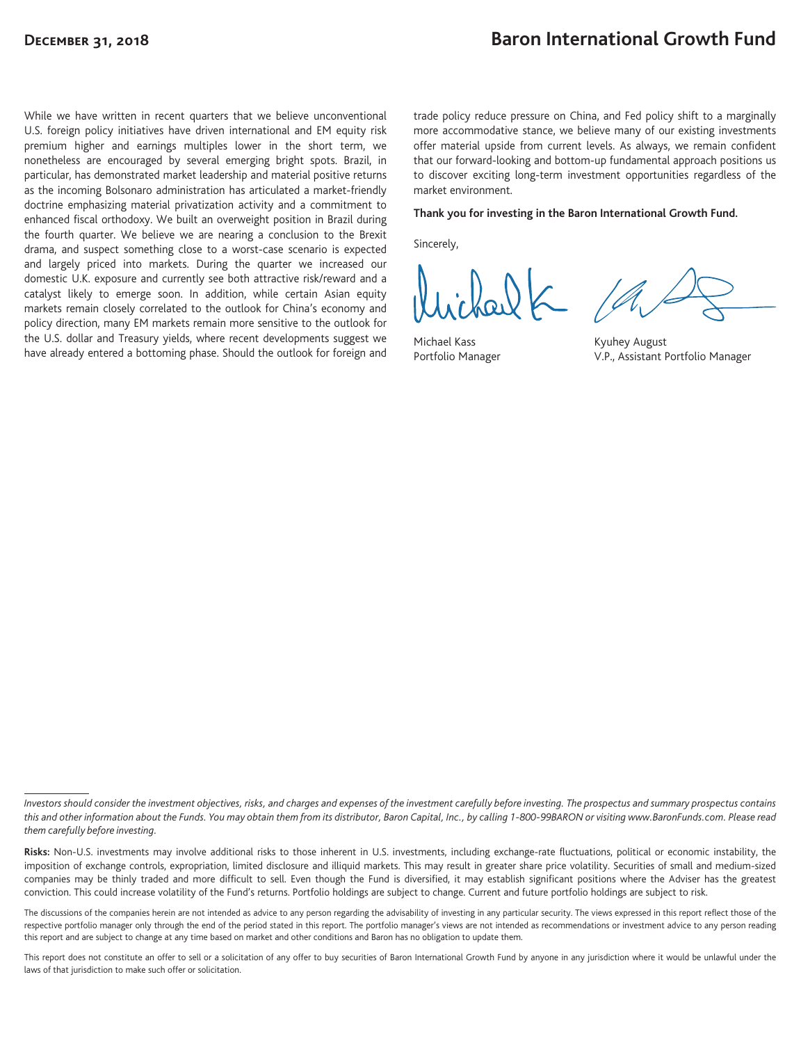While we have written in recent quarters that we believe unconventional U.S. foreign policy initiatives have driven international and EM equity risk premium higher and earnings multiples lower in the short term, we nonetheless are encouraged by several emerging bright spots. Brazil, in particular, has demonstrated market leadership and material positive returns as the incoming Bolsonaro administration has articulated a market-friendly doctrine emphasizing material privatization activity and a commitment to enhanced fiscal orthodoxy. We built an overweight position in Brazil during the fourth quarter. We believe we are nearing a conclusion to the Brexit drama, and suspect something close to a worst-case scenario is expected and largely priced into markets. During the quarter we increased our domestic U.K. exposure and currently see both attractive risk/reward and a catalyst likely to emerge soon. In addition, while certain Asian equity markets remain closely correlated to the outlook for China's economy and policy direction, many EM markets remain more sensitive to the outlook for the U.S. dollar and Treasury yields, where recent developments suggest we have already entered a bottoming phase. Should the outlook for foreign and trade policy reduce pressure on China, and Fed policy shift to a marginally more accommodative stance, we believe many of our existing investments offer material upside from current levels. As always, we remain confident that our forward-looking and bottom-up fundamental approach positions us to discover exciting long-term investment opportunities regardless of the market environment.

**Thank you for investing in the Baron International Growth Fund.**

Sincerely,

Michael Kass
Portfolio Manager

Kyuhey August
V.P., Assistant Portfolio Manager

---

*Investors should consider the investment objectives, risks, and charges and expenses of the investment carefully before investing. The prospectus and summary prospectus contains this and other information about the Funds. You may obtain them from its distributor, Baron Capital, Inc., by calling 1-800-99BARON or visiting www.BaronFunds.com. Please read them carefully before investing.*

**Risks:** Non-U.S. investments may involve additional risks to those inherent in U.S. investments, including exchange-rate fluctuations, political or economic instability, the imposition of exchange controls, expropriation, limited disclosure and illiquid markets. This may result in greater share price volatility. Securities of small and medium-sized companies may be thinly traded and more difficult to sell. Even though the Fund is diversified, it may establish significant positions where the Adviser has the greatest conviction. This could increase volatility of the Fund's returns. Portfolio holdings are subject to change. Current and future portfolio holdings are subject to risk.

The discussions of the companies herein are not intended as advice to any person regarding the advisability of investing in any particular security. The views expressed in this report reflect those of the respective portfolio manager only through the end of the period stated in this report. The portfolio manager's views are not intended as recommendations or investment advice to any person reading this report and are subject to change at any time based on market and other conditions and Baron has no obligation to update them.

This report does not constitute an offer to sell or a solicitation of any offer to buy securities of Baron International Growth Fund by anyone in any jurisdiction where it would be unlawful under the laws of that jurisdiction to make such offer or solicitation.